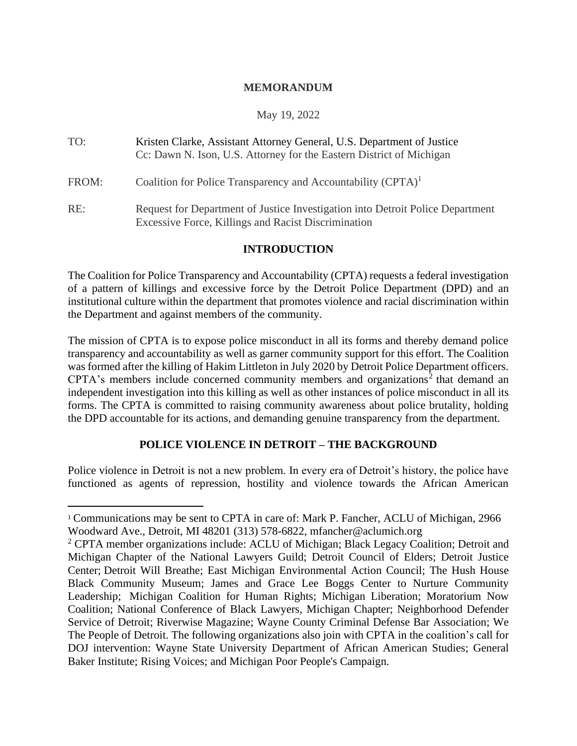**MEMORANDUM**

May 19, 2022

TO: Kristen Clarke, Assistant Attorney General, U.S. Department of Justice
Cc: Dawn N. Ison, U.S. Attorney for the Eastern District of Michigan

FROM: Coalition for Police Transparency and Accountability (CPTA)[1]

RE: Request for Department of Justice Investigation into Detroit Police Department Excessive Force, Killings and Racist Discrimination

## INTRODUCTION

The Coalition for Police Transparency and Accountability (CPTA) requests a federal investigation of a pattern of killings and excessive force by the Detroit Police Department (DPD) and an institutional culture within the department that promotes violence and racial discrimination within the Department and against members of the community.

The mission of CPTA is to expose police misconduct in all its forms and thereby demand police transparency and accountability as well as garner community support for this effort. The Coalition was formed after the killing of Hakim Littleton in July 2020 by Detroit Police Department officers. CPTA's members include concerned community members and organizations[2] that demand an independent investigation into this killing as well as other instances of police misconduct in all its forms. The CPTA is committed to raising community awareness about police brutality, holding the DPD accountable for its actions, and demanding genuine transparency from the department.

## POLICE VIOLENCE IN DETROIT – THE BACKGROUND

Police violence in Detroit is not a new problem. In every era of Detroit's history, the police have functioned as agents of repression, hostility and violence towards the African American

---

[1] Communications may be sent to CPTA in care of: Mark P. Fancher, ACLU of Michigan, 2966 Woodward Ave., Detroit, MI 48201 (313) 578-6822, mfancher@aclumich.org

[2] CPTA member organizations include: ACLU of Michigan; Black Legacy Coalition; Detroit and Michigan Chapter of the National Lawyers Guild; Detroit Council of Elders; Detroit Justice Center; Detroit Will Breathe; East Michigan Environmental Action Council; The Hush House Black Community Museum; James and Grace Lee Boggs Center to Nurture Community Leadership; Michigan Coalition for Human Rights; Michigan Liberation; Moratorium Now Coalition; National Conference of Black Lawyers, Michigan Chapter; Neighborhood Defender Service of Detroit; Riverwise Magazine; Wayne County Criminal Defense Bar Association; We The People of Detroit. The following organizations also join with CPTA in the coalition's call for DOJ intervention: Wayne State University Department of African American Studies; General Baker Institute; Rising Voices; and Michigan Poor People's Campaign.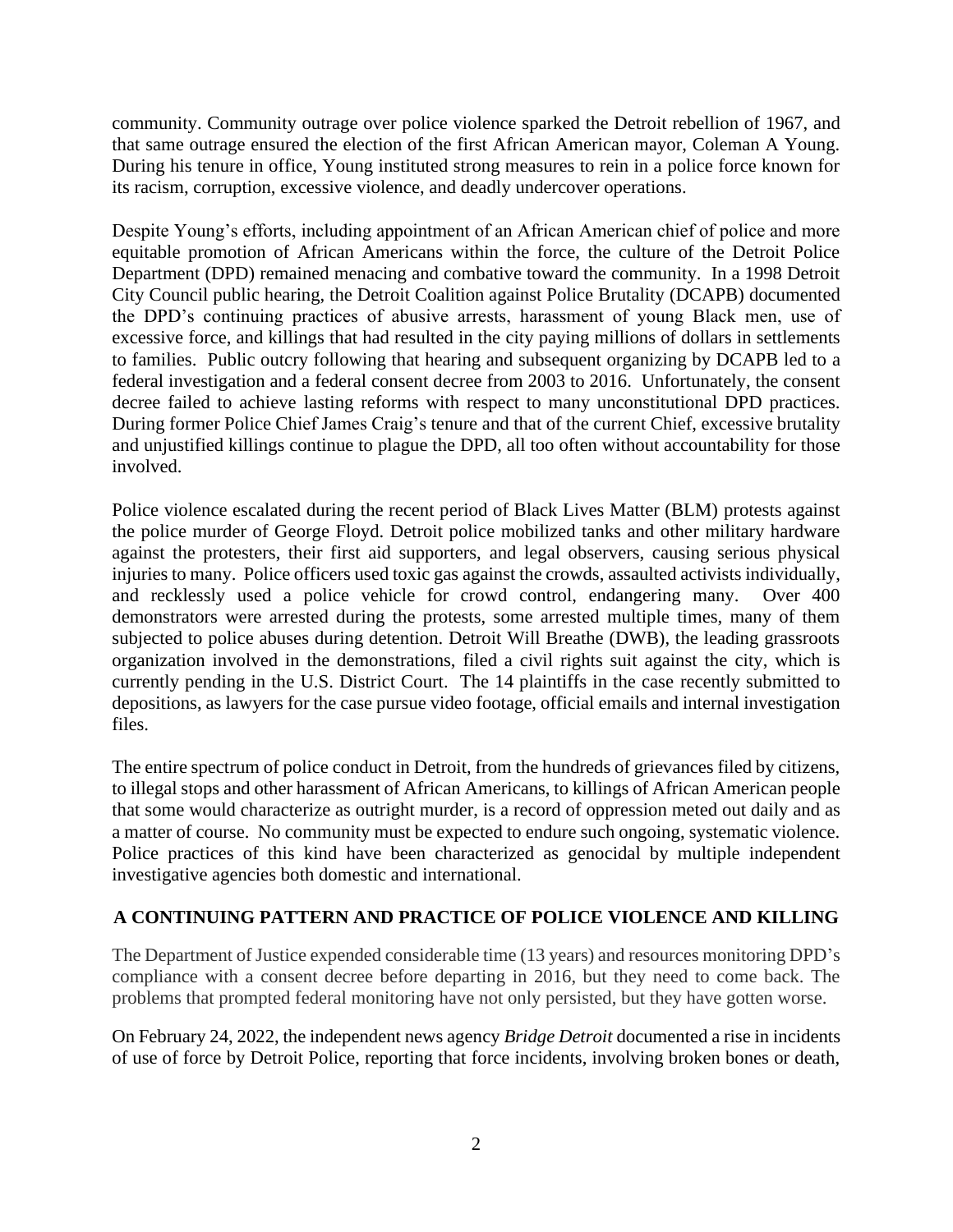community. Community outrage over police violence sparked the Detroit rebellion of 1967, and that same outrage ensured the election of the first African American mayor, Coleman A Young. During his tenure in office, Young instituted strong measures to rein in a police force known for its racism, corruption, excessive violence, and deadly undercover operations.

Despite Young's efforts, including appointment of an African American chief of police and more equitable promotion of African Americans within the force, the culture of the Detroit Police Department (DPD) remained menacing and combative toward the community. In a 1998 Detroit City Council public hearing, the Detroit Coalition against Police Brutality (DCAPB) documented the DPD's continuing practices of abusive arrests, harassment of young Black men, use of excessive force, and killings that had resulted in the city paying millions of dollars in settlements to families. Public outcry following that hearing and subsequent organizing by DCAPB led to a federal investigation and a federal consent decree from 2003 to 2016. Unfortunately, the consent decree failed to achieve lasting reforms with respect to many unconstitutional DPD practices. During former Police Chief James Craig's tenure and that of the current Chief, excessive brutality and unjustified killings continue to plague the DPD, all too often without accountability for those involved.

Police violence escalated during the recent period of Black Lives Matter (BLM) protests against the police murder of George Floyd. Detroit police mobilized tanks and other military hardware against the protesters, their first aid supporters, and legal observers, causing serious physical injuries to many. Police officers used toxic gas against the crowds, assaulted activists individually, and recklessly used a police vehicle for crowd control, endangering many. Over 400 demonstrators were arrested during the protests, some arrested multiple times, many of them subjected to police abuses during detention. Detroit Will Breathe (DWB), the leading grassroots organization involved in the demonstrations, filed a civil rights suit against the city, which is currently pending in the U.S. District Court. The 14 plaintiffs in the case recently submitted to depositions, as lawyers for the case pursue video footage, official emails and internal investigation files.

The entire spectrum of police conduct in Detroit, from the hundreds of grievances filed by citizens, to illegal stops and other harassment of African Americans, to killings of African American people that some would characterize as outright murder, is a record of oppression meted out daily and as a matter of course. No community must be expected to endure such ongoing, systematic violence. Police practices of this kind have been characterized as genocidal by multiple independent investigative agencies both domestic and international.

## A CONTINUING PATTERN AND PRACTICE OF POLICE VIOLENCE AND KILLING

The Department of Justice expended considerable time (13 years) and resources monitoring DPD's compliance with a consent decree before departing in 2016, but they need to come back. The problems that prompted federal monitoring have not only persisted, but they have gotten worse.

On February 24, 2022, the independent news agency *Bridge Detroit* documented a rise in incidents of use of force by Detroit Police, reporting that force incidents, involving broken bones or death,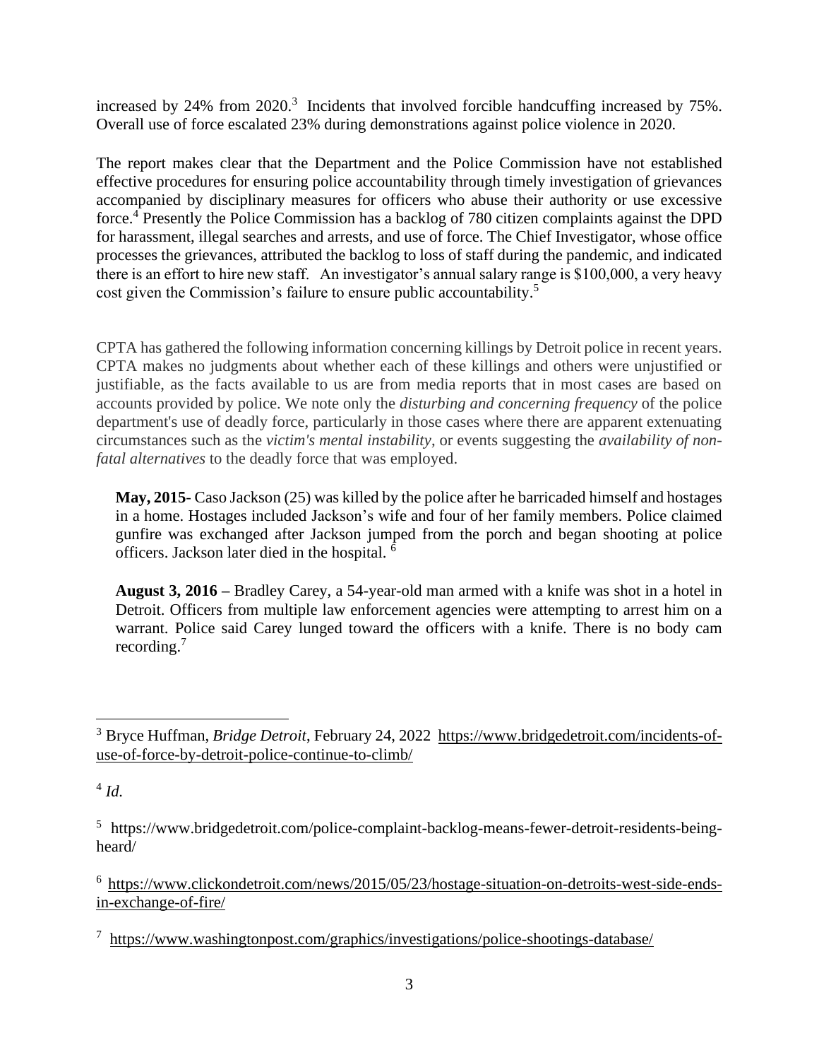increased by 24% from 2020.[3] Incidents that involved forcible handcuffing increased by 75%. Overall use of force escalated 23% during demonstrations against police violence in 2020.

The report makes clear that the Department and the Police Commission have not established effective procedures for ensuring police accountability through timely investigation of grievances accompanied by disciplinary measures for officers who abuse their authority or use excessive force.[4] Presently the Police Commission has a backlog of 780 citizen complaints against the DPD for harassment, illegal searches and arrests, and use of force. The Chief Investigator, whose office processes the grievances, attributed the backlog to loss of staff during the pandemic, and indicated there is an effort to hire new staff. An investigator's annual salary range is $100,000, a very heavy cost given the Commission's failure to ensure public accountability.[5]

CPTA has gathered the following information concerning killings by Detroit police in recent years. CPTA makes no judgments about whether each of these killings and others were unjustified or justifiable, as the facts available to us are from media reports that in most cases are based on accounts provided by police. We note only the *disturbing and concerning frequency* of the police department's use of deadly force, particularly in those cases where there are apparent extenuating circumstances such as the *victim's mental instability*, or events suggesting the *availability of non-fatal alternatives* to the deadly force that was employed.

> **May, 2015**- Caso Jackson (25) was killed by the police after he barricaded himself and hostages in a home. Hostages included Jackson's wife and four of her family members. Police claimed gunfire was exchanged after Jackson jumped from the porch and began shooting at police officers. Jackson later died in the hospital. [6]
>
> **August 3, 2016 –** Bradley Carey, a 54-year-old man armed with a knife was shot in a hotel in Detroit. Officers from multiple law enforcement agencies were attempting to arrest him on a warrant. Police said Carey lunged toward the officers with a knife. There is no body cam recording.[7]

---

[3] Bryce Huffman, *Bridge Detroit*, February 24, 2022 https://www.bridgedetroit.com/incidents-of-use-of-force-by-detroit-police-continue-to-climb/

[4] *Id.*

[5] https://www.bridgedetroit.com/police-complaint-backlog-means-fewer-detroit-residents-being-heard/

[6] https://www.clickondetroit.com/news/2015/05/23/hostage-situation-on-detroits-west-side-ends-in-exchange-of-fire/

[7] https://www.washingtonpost.com/graphics/investigations/police-shootings-database/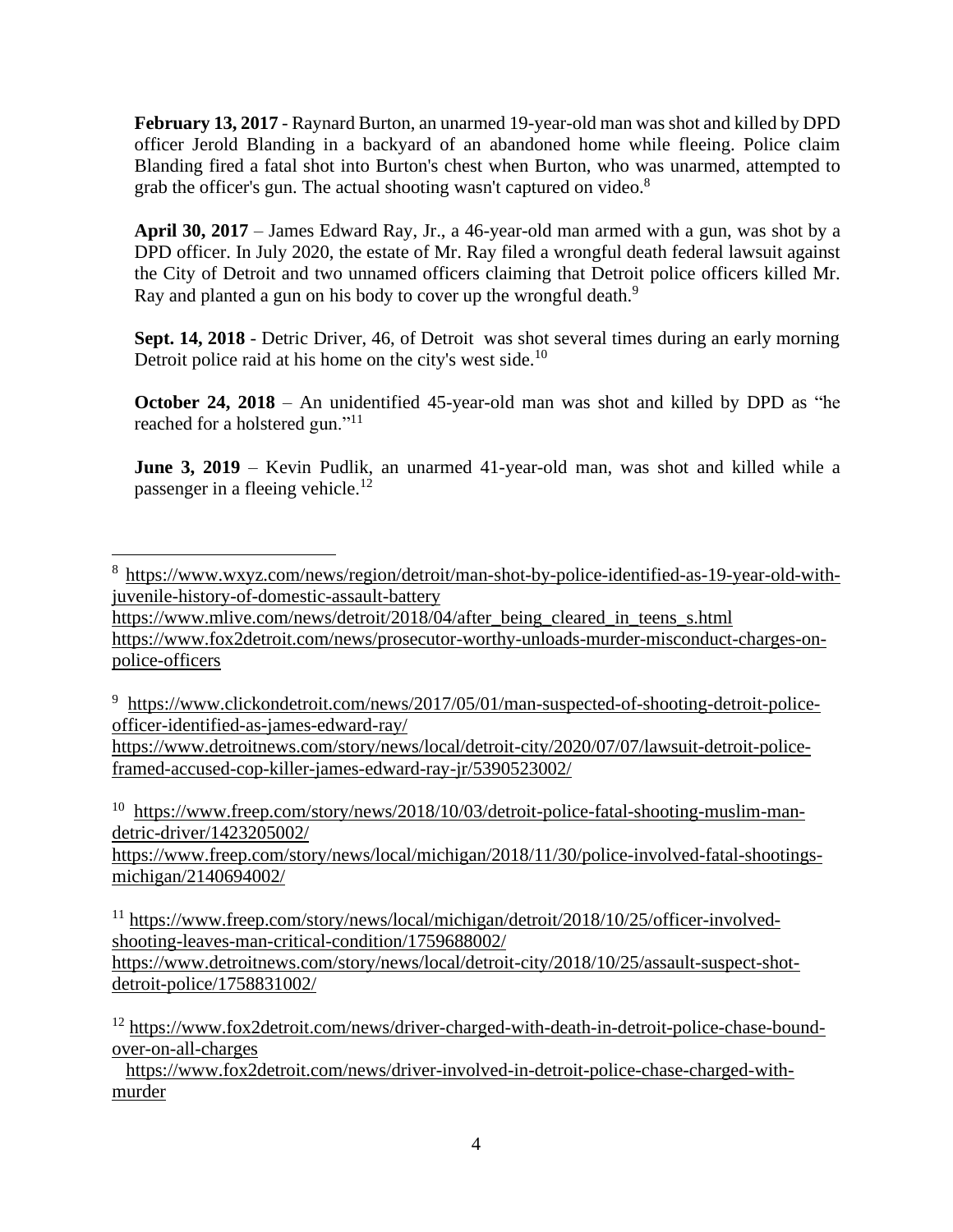**February 13, 2017** - Raynard Burton, an unarmed 19-year-old man was shot and killed by DPD officer Jerold Blanding in a backyard of an abandoned home while fleeing. Police claim Blanding fired a fatal shot into Burton's chest when Burton, who was unarmed, attempted to grab the officer's gun. The actual shooting wasn't captured on video.[8]

**April 30, 2017** – James Edward Ray, Jr., a 46-year-old man armed with a gun, was shot by a DPD officer. In July 2020, the estate of Mr. Ray filed a wrongful death federal lawsuit against the City of Detroit and two unnamed officers claiming that Detroit police officers killed Mr. Ray and planted a gun on his body to cover up the wrongful death.[9]

**Sept. 14, 2018** - Detric Driver, 46, of Detroit was shot several times during an early morning Detroit police raid at his home on the city's west side.[10]

**October 24, 2018** – An unidentified 45-year-old man was shot and killed by DPD as "he reached for a holstered gun."[11]

**June 3, 2019** – Kevin Pudlik, an unarmed 41-year-old man, was shot and killed while a passenger in a fleeing vehicle.[12]

---

[8] https://www.wxyz.com/news/region/detroit/man-shot-by-police-identified-as-19-year-old-with-juvenile-history-of-domestic-assault-battery
https://www.mlive.com/news/detroit/2018/04/after_being_cleared_in_teens_s.html
https://www.fox2detroit.com/news/prosecutor-worthy-unloads-murder-misconduct-charges-on-police-officers

[9] https://www.clickondetroit.com/news/2017/05/01/man-suspected-of-shooting-detroit-police-officer-identified-as-james-edward-ray/
https://www.detroitnews.com/story/news/local/detroit-city/2020/07/07/lawsuit-detroit-police-framed-accused-cop-killer-james-edward-ray-jr/5390523002/

[10] https://www.freep.com/story/news/2018/10/03/detroit-police-fatal-shooting-muslim-man-detric-driver/1423205002/
https://www.freep.com/story/news/local/michigan/2018/11/30/police-involved-fatal-shootings-michigan/2140694002/

[11] https://www.freep.com/story/news/local/michigan/detroit/2018/10/25/officer-involved-shooting-leaves-man-critical-condition/1759688002/
https://www.detroitnews.com/story/news/local/detroit-city/2018/10/25/assault-suspect-shot-detroit-police/1758831002/

[12] https://www.fox2detroit.com/news/driver-charged-with-death-in-detroit-police-chase-bound-over-on-all-charges
https://www.fox2detroit.com/news/driver-involved-in-detroit-police-chase-charged-with-murder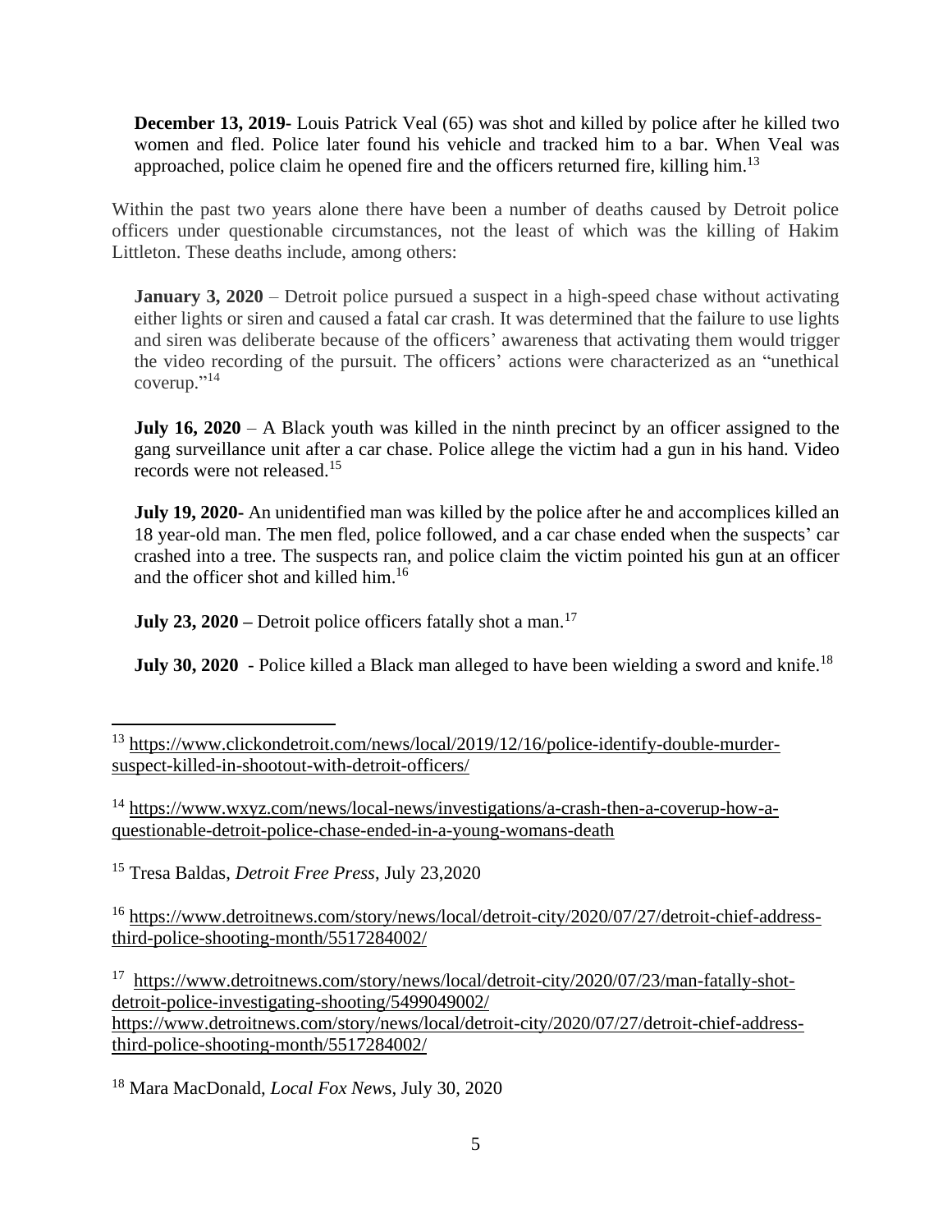**December 13, 2019-** Louis Patrick Veal (65) was shot and killed by police after he killed two women and fled. Police later found his vehicle and tracked him to a bar. When Veal was approached, police claim he opened fire and the officers returned fire, killing him.[13]

Within the past two years alone there have been a number of deaths caused by Detroit police officers under questionable circumstances, not the least of which was the killing of Hakim Littleton. These deaths include, among others:

**January 3, 2020** – Detroit police pursued a suspect in a high-speed chase without activating either lights or siren and caused a fatal car crash. It was determined that the failure to use lights and siren was deliberate because of the officers' awareness that activating them would trigger the video recording of the pursuit. The officers' actions were characterized as an "unethical coverup."[14]

**July 16, 2020** – A Black youth was killed in the ninth precinct by an officer assigned to the gang surveillance unit after a car chase. Police allege the victim had a gun in his hand. Video records were not released.[15]

**July 19, 2020-** An unidentified man was killed by the police after he and accomplices killed an 18 year-old man. The men fled, police followed, and a car chase ended when the suspects' car crashed into a tree. The suspects ran, and police claim the victim pointed his gun at an officer and the officer shot and killed him.[16]

**July 23, 2020 –** Detroit police officers fatally shot a man.[17]

**July 30, 2020** - Police killed a Black man alleged to have been wielding a sword and knife.[18]

---

[13] https://www.clickondetroit.com/news/local/2019/12/16/police-identify-double-murder-suspect-killed-in-shootout-with-detroit-officers/

[14] https://www.wxyz.com/news/local-news/investigations/a-crash-then-a-coverup-how-a-questionable-detroit-police-chase-ended-in-a-young-womans-death

[15] Tresa Baldas, *Detroit Free Press*, July 23,2020

[16] https://www.detroitnews.com/story/news/local/detroit-city/2020/07/27/detroit-chief-address-third-police-shooting-month/5517284002/

[17] https://www.detroitnews.com/story/news/local/detroit-city/2020/07/23/man-fatally-shot-detroit-police-investigating-shooting/5499049002/
https://www.detroitnews.com/story/news/local/detroit-city/2020/07/27/detroit-chief-address-third-police-shooting-month/5517284002/

[18] Mara MacDonald, *Local Fox News*, July 30, 2020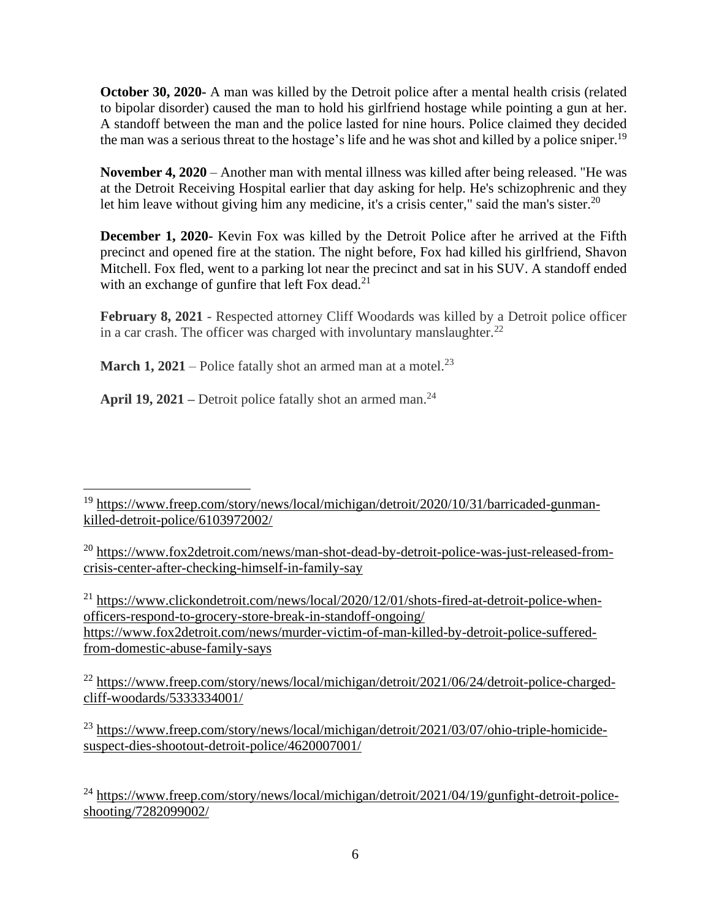**October 30, 2020-** A man was killed by the Detroit police after a mental health crisis (related to bipolar disorder) caused the man to hold his girlfriend hostage while pointing a gun at her. A standoff between the man and the police lasted for nine hours. Police claimed they decided the man was a serious threat to the hostage's life and he was shot and killed by a police sniper.[19]

**November 4, 2020** – Another man with mental illness was killed after being released. "He was at the Detroit Receiving Hospital earlier that day asking for help. He's schizophrenic and they let him leave without giving him any medicine, it's a crisis center," said the man's sister.[20]

**December 1, 2020-** Kevin Fox was killed by the Detroit Police after he arrived at the Fifth precinct and opened fire at the station. The night before, Fox had killed his girlfriend, Shavon Mitchell. Fox fled, went to a parking lot near the precinct and sat in his SUV. A standoff ended with an exchange of gunfire that left Fox dead.[21]

**February 8, 2021** - Respected attorney Cliff Woodards was killed by a Detroit police officer in a car crash. The officer was charged with involuntary manslaughter.[22]

**March 1, 2021** – Police fatally shot an armed man at a motel.[23]

**April 19, 2021 –** Detroit police fatally shot an armed man.[24]

---

[19] https://www.freep.com/story/news/local/michigan/detroit/2020/10/31/barricaded-gunman-killed-detroit-police/6103972002/

[20] https://www.fox2detroit.com/news/man-shot-dead-by-detroit-police-was-just-released-from-crisis-center-after-checking-himself-in-family-say

[21] https://www.clickondetroit.com/news/local/2020/12/01/shots-fired-at-detroit-police-when-officers-respond-to-grocery-store-break-in-standoff-ongoing/
https://www.fox2detroit.com/news/murder-victim-of-man-killed-by-detroit-police-suffered-from-domestic-abuse-family-says

[22] https://www.freep.com/story/news/local/michigan/detroit/2021/06/24/detroit-police-charged-cliff-woodards/5333334001/

[23] https://www.freep.com/story/news/local/michigan/detroit/2021/03/07/ohio-triple-homicide-suspect-dies-shootout-detroit-police/4620007001/

[24] https://www.freep.com/story/news/local/michigan/detroit/2021/04/19/gunfight-detroit-police-shooting/7282099002/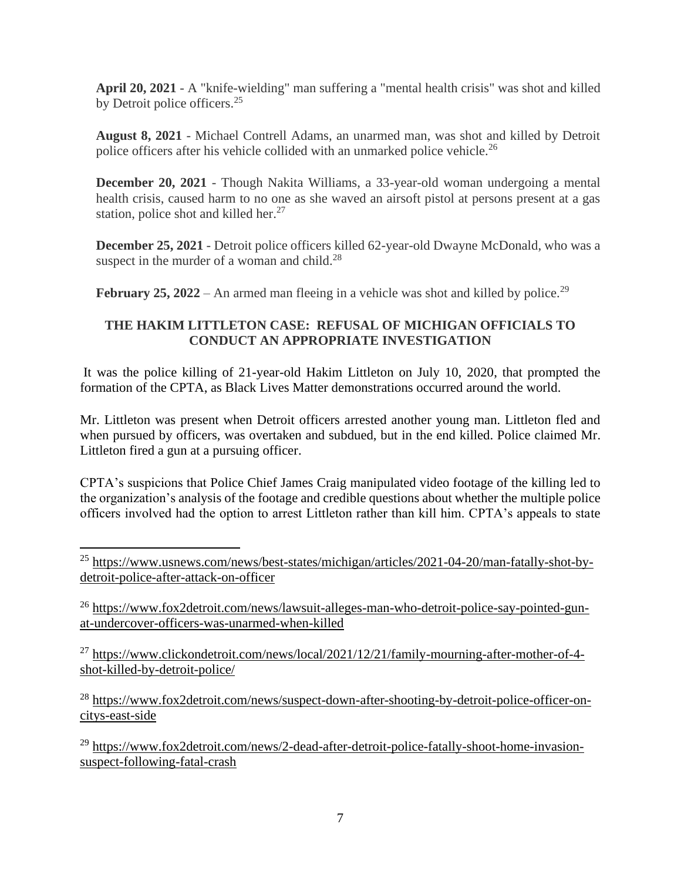**April 20, 2021** - A "knife-wielding" man suffering a "mental health crisis" was shot and killed by Detroit police officers.[25]

**August 8, 2021** - Michael Contrell Adams, an unarmed man, was shot and killed by Detroit police officers after his vehicle collided with an unmarked police vehicle.[26]

**December 20, 2021** - Though Nakita Williams, a 33-year-old woman undergoing a mental health crisis, caused harm to no one as she waved an airsoft pistol at persons present at a gas station, police shot and killed her.[27]

**December 25, 2021** - Detroit police officers killed 62-year-old Dwayne McDonald, who was a suspect in the murder of a woman and child.[28]

**February 25, 2022** – An armed man fleeing in a vehicle was shot and killed by police.[29]

## THE HAKIM LITTLETON CASE: REFUSAL OF MICHIGAN OFFICIALS TO CONDUCT AN APPROPRIATE INVESTIGATION

It was the police killing of 21-year-old Hakim Littleton on July 10, 2020, that prompted the formation of the CPTA, as Black Lives Matter demonstrations occurred around the world.

Mr. Littleton was present when Detroit officers arrested another young man. Littleton fled and when pursued by officers, was overtaken and subdued, but in the end killed. Police claimed Mr. Littleton fired a gun at a pursuing officer.

CPTA's suspicions that Police Chief James Craig manipulated video footage of the killing led to the organization's analysis of the footage and credible questions about whether the multiple police officers involved had the option to arrest Littleton rather than kill him. CPTA's appeals to state

---

[25] https://www.usnews.com/news/best-states/michigan/articles/2021-04-20/man-fatally-shot-by-detroit-police-after-attack-on-officer

[26] https://www.fox2detroit.com/news/lawsuit-alleges-man-who-detroit-police-say-pointed-gun-at-undercover-officers-was-unarmed-when-killed

[27] https://www.clickondetroit.com/news/local/2021/12/21/family-mourning-after-mother-of-4-shot-killed-by-detroit-police/

[28] https://www.fox2detroit.com/news/suspect-down-after-shooting-by-detroit-police-officer-on-citys-east-side

[29] https://www.fox2detroit.com/news/2-dead-after-detroit-police-fatally-shoot-home-invasion-suspect-following-fatal-crash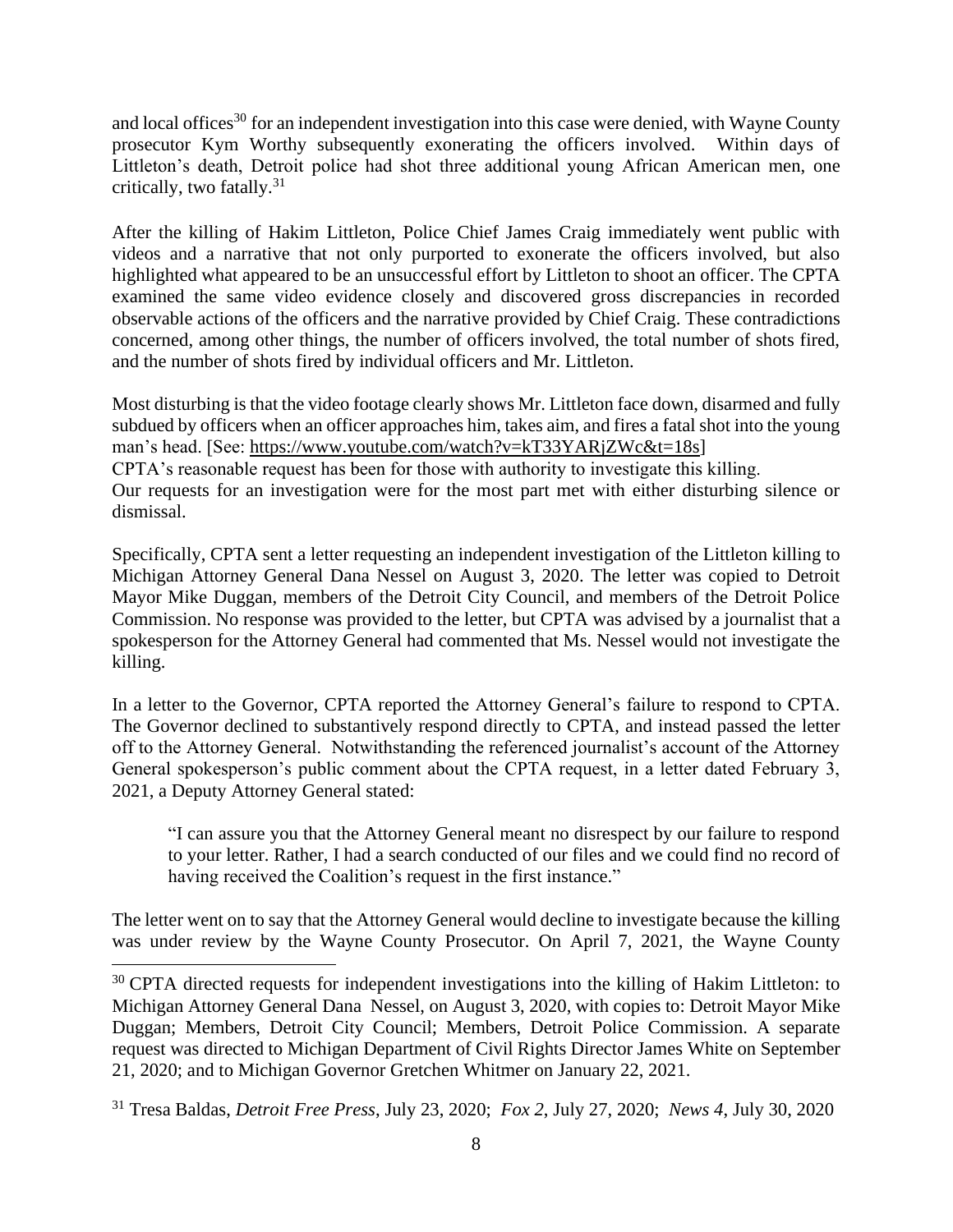and local offices[30] for an independent investigation into this case were denied, with Wayne County prosecutor Kym Worthy subsequently exonerating the officers involved. Within days of Littleton's death, Detroit police had shot three additional young African American men, one critically, two fatally.[31]

After the killing of Hakim Littleton, Police Chief James Craig immediately went public with videos and a narrative that not only purported to exonerate the officers involved, but also highlighted what appeared to be an unsuccessful effort by Littleton to shoot an officer. The CPTA examined the same video evidence closely and discovered gross discrepancies in recorded observable actions of the officers and the narrative provided by Chief Craig. These contradictions concerned, among other things, the number of officers involved, the total number of shots fired, and the number of shots fired by individual officers and Mr. Littleton.

Most disturbing is that the video footage clearly shows Mr. Littleton face down, disarmed and fully subdued by officers when an officer approaches him, takes aim, and fires a fatal shot into the young man's head. [See: https://www.youtube.com/watch?v=kT33YARjZWc&t=18s]
CPTA's reasonable request has been for those with authority to investigate this killing.
Our requests for an investigation were for the most part met with either disturbing silence or dismissal.

Specifically, CPTA sent a letter requesting an independent investigation of the Littleton killing to Michigan Attorney General Dana Nessel on August 3, 2020. The letter was copied to Detroit Mayor Mike Duggan, members of the Detroit City Council, and members of the Detroit Police Commission. No response was provided to the letter, but CPTA was advised by a journalist that a spokesperson for the Attorney General had commented that Ms. Nessel would not investigate the killing.

In a letter to the Governor, CPTA reported the Attorney General's failure to respond to CPTA. The Governor declined to substantively respond directly to CPTA, and instead passed the letter off to the Attorney General. Notwithstanding the referenced journalist's account of the Attorney General spokesperson's public comment about the CPTA request, in a letter dated February 3, 2021, a Deputy Attorney General stated:

> "I can assure you that the Attorney General meant no disrespect by our failure to respond to your letter. Rather, I had a search conducted of our files and we could find no record of having received the Coalition's request in the first instance."

The letter went on to say that the Attorney General would decline to investigate because the killing was under review by the Wayne County Prosecutor. On April 7, 2021, the Wayne County

---

[30] CPTA directed requests for independent investigations into the killing of Hakim Littleton: to Michigan Attorney General Dana Nessel, on August 3, 2020, with copies to: Detroit Mayor Mike Duggan; Members, Detroit City Council; Members, Detroit Police Commission. A separate request was directed to Michigan Department of Civil Rights Director James White on September 21, 2020; and to Michigan Governor Gretchen Whitmer on January 22, 2021.

[31] Tresa Baldas, *Detroit Free Press*, July 23, 2020; *Fox 2*, July 27, 2020; *News 4*, July 30, 2020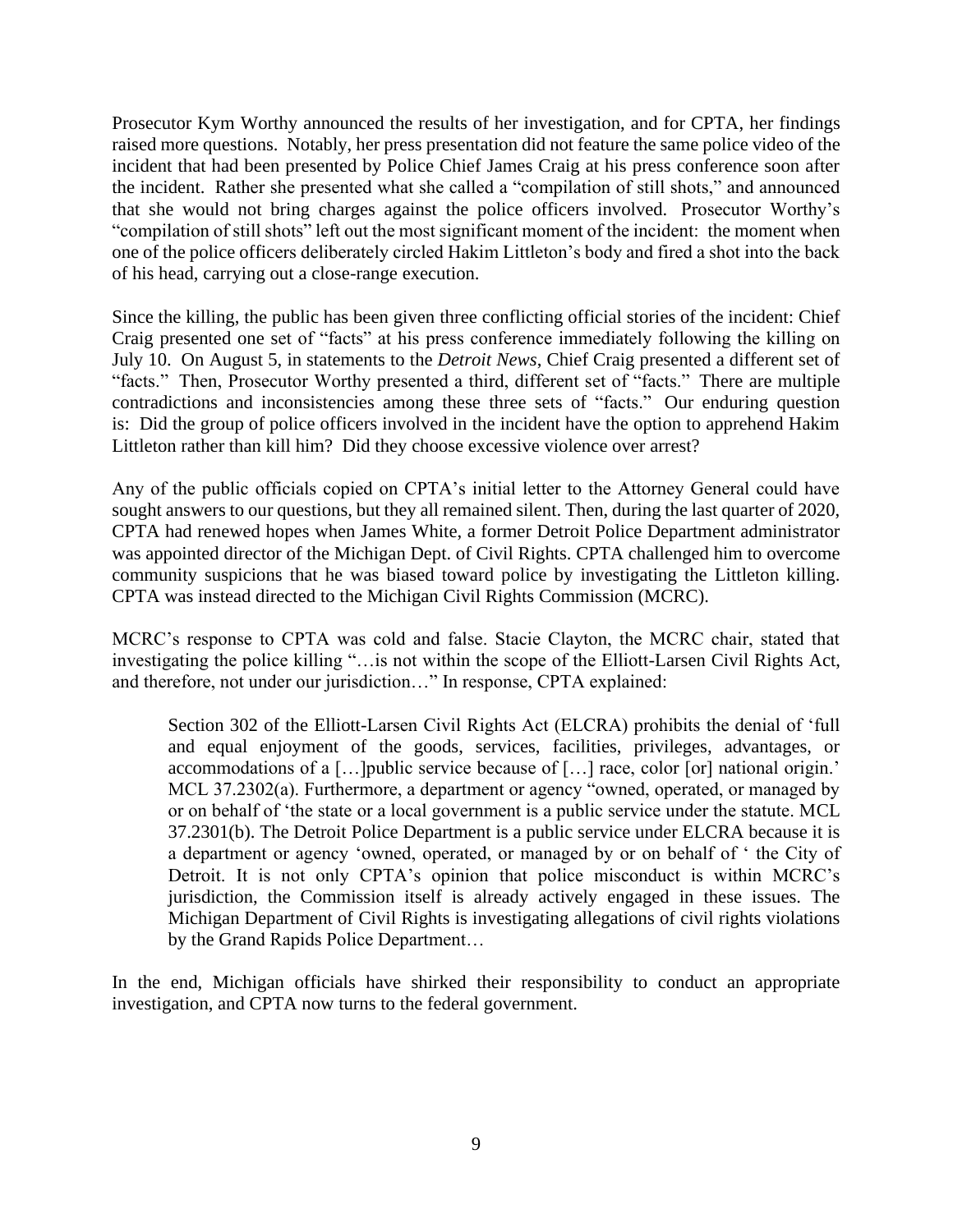Prosecutor Kym Worthy announced the results of her investigation, and for CPTA, her findings raised more questions. Notably, her press presentation did not feature the same police video of the incident that had been presented by Police Chief James Craig at his press conference soon after the incident. Rather she presented what she called a "compilation of still shots," and announced that she would not bring charges against the police officers involved. Prosecutor Worthy's "compilation of still shots" left out the most significant moment of the incident: the moment when one of the police officers deliberately circled Hakim Littleton's body and fired a shot into the back of his head, carrying out a close-range execution.

Since the killing, the public has been given three conflicting official stories of the incident: Chief Craig presented one set of "facts" at his press conference immediately following the killing on July 10. On August 5, in statements to the *Detroit News*, Chief Craig presented a different set of "facts." Then, Prosecutor Worthy presented a third, different set of "facts." There are multiple contradictions and inconsistencies among these three sets of "facts." Our enduring question is: Did the group of police officers involved in the incident have the option to apprehend Hakim Littleton rather than kill him? Did they choose excessive violence over arrest?

Any of the public officials copied on CPTA's initial letter to the Attorney General could have sought answers to our questions, but they all remained silent. Then, during the last quarter of 2020, CPTA had renewed hopes when James White, a former Detroit Police Department administrator was appointed director of the Michigan Dept. of Civil Rights. CPTA challenged him to overcome community suspicions that he was biased toward police by investigating the Littleton killing. CPTA was instead directed to the Michigan Civil Rights Commission (MCRC).

MCRC's response to CPTA was cold and false. Stacie Clayton, the MCRC chair, stated that investigating the police killing "…is not within the scope of the Elliott-Larsen Civil Rights Act, and therefore, not under our jurisdiction…" In response, CPTA explained:

> Section 302 of the Elliott-Larsen Civil Rights Act (ELCRA) prohibits the denial of 'full and equal enjoyment of the goods, services, facilities, privileges, advantages, or accommodations of a […]public service because of […] race, color [or] national origin.' MCL 37.2302(a). Furthermore, a department or agency "owned, operated, or managed by or on behalf of 'the state or a local government is a public service under the statute. MCL 37.2301(b). The Detroit Police Department is a public service under ELCRA because it is a department or agency 'owned, operated, or managed by or on behalf of ' the City of Detroit. It is not only CPTA's opinion that police misconduct is within MCRC's jurisdiction, the Commission itself is already actively engaged in these issues. The Michigan Department of Civil Rights is investigating allegations of civil rights violations by the Grand Rapids Police Department…

In the end, Michigan officials have shirked their responsibility to conduct an appropriate investigation, and CPTA now turns to the federal government.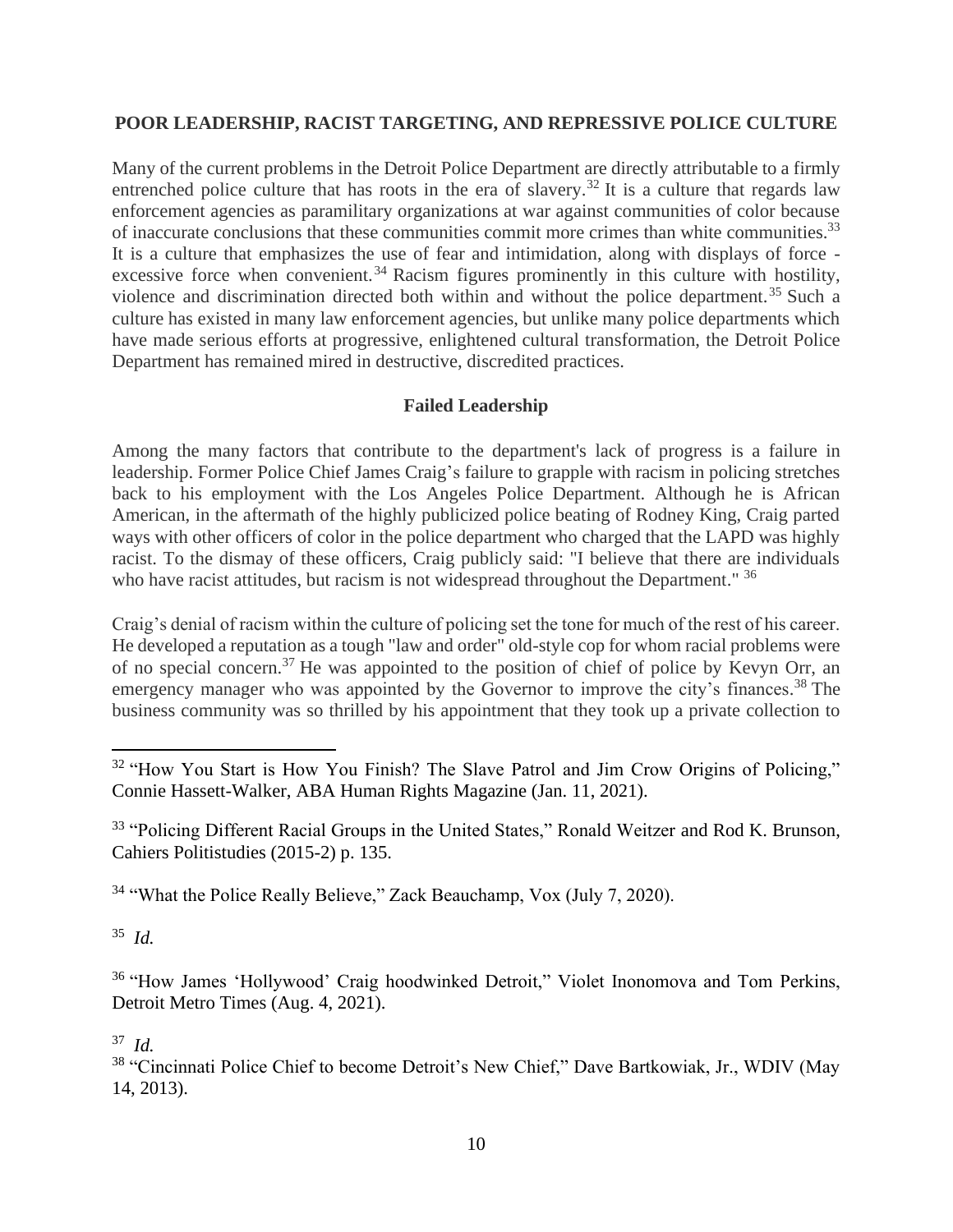## POOR LEADERSHIP, RACIST TARGETING, AND REPRESSIVE POLICE CULTURE

Many of the current problems in the Detroit Police Department are directly attributable to a firmly entrenched police culture that has roots in the era of slavery.[32] It is a culture that regards law enforcement agencies as paramilitary organizations at war against communities of color because of inaccurate conclusions that these communities commit more crimes than white communities.[33] It is a culture that emphasizes the use of fear and intimidation, along with displays of force - excessive force when convenient.[34] Racism figures prominently in this culture with hostility, violence and discrimination directed both within and without the police department.[35] Such a culture has existed in many law enforcement agencies, but unlike many police departments which have made serious efforts at progressive, enlightened cultural transformation, the Detroit Police Department has remained mired in destructive, discredited practices.

### Failed Leadership

Among the many factors that contribute to the department's lack of progress is a failure in leadership. Former Police Chief James Craig's failure to grapple with racism in policing stretches back to his employment with the Los Angeles Police Department. Although he is African American, in the aftermath of the highly publicized police beating of Rodney King, Craig parted ways with other officers of color in the police department who charged that the LAPD was highly racist. To the dismay of these officers, Craig publicly said: "I believe that there are individuals who have racist attitudes, but racism is not widespread throughout the Department." [36]

Craig's denial of racism within the culture of policing set the tone for much of the rest of his career. He developed a reputation as a tough "law and order" old-style cop for whom racial problems were of no special concern.[37] He was appointed to the position of chief of police by Kevyn Orr, an emergency manager who was appointed by the Governor to improve the city's finances.[38] The business community was so thrilled by his appointment that they took up a private collection to

---

[32] "How You Start is How You Finish? The Slave Patrol and Jim Crow Origins of Policing," Connie Hassett-Walker, ABA Human Rights Magazine (Jan. 11, 2021).

[33] "Policing Different Racial Groups in the United States," Ronald Weitzer and Rod K. Brunson, Cahiers Politistudies (2015-2) p. 135.

[34] "What the Police Really Believe," Zack Beauchamp, Vox (July 7, 2020).

[35] *Id.*

[36] "How James 'Hollywood' Craig hoodwinked Detroit," Violet Inonomova and Tom Perkins, Detroit Metro Times (Aug. 4, 2021).

[37] *Id.*

[38] "Cincinnati Police Chief to become Detroit's New Chief," Dave Bartkowiak, Jr., WDIV (May 14, 2013).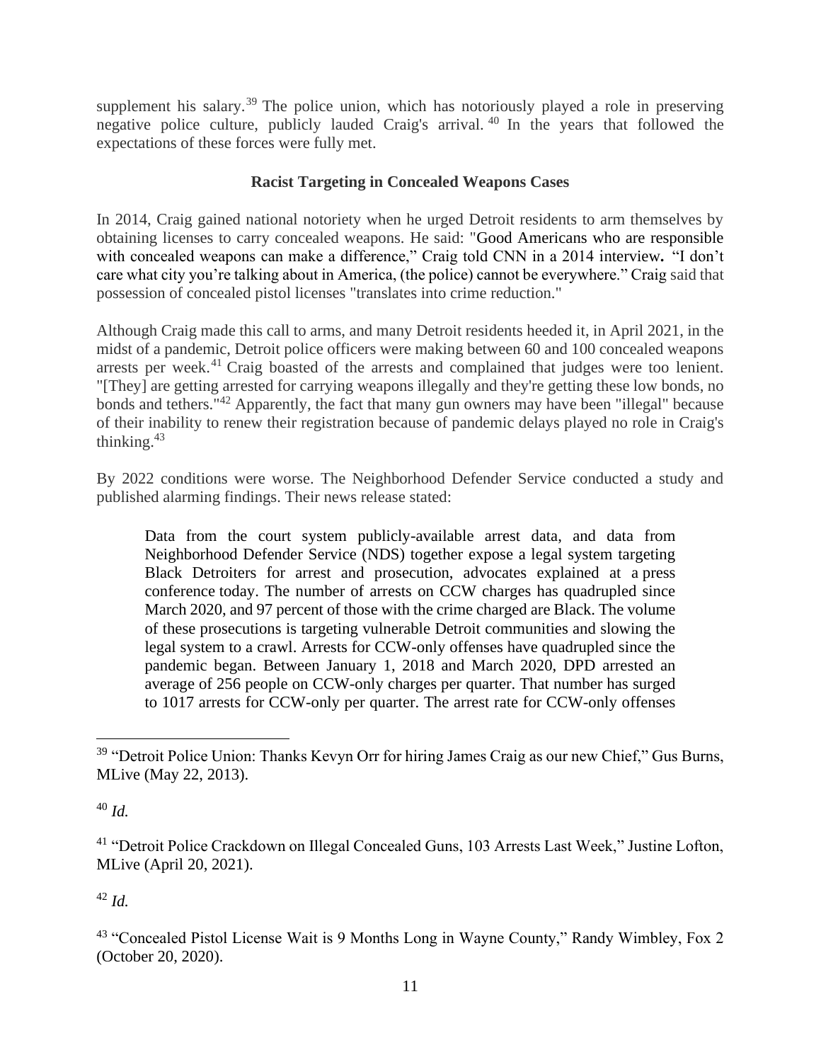supplement his salary.[39] The police union, which has notoriously played a role in preserving negative police culture, publicly lauded Craig's arrival.[40] In the years that followed the expectations of these forces were fully met.

### Racist Targeting in Concealed Weapons Cases

In 2014, Craig gained national notoriety when he urged Detroit residents to arm themselves by obtaining licenses to carry concealed weapons. He said: "Good Americans who are responsible with concealed weapons can make a difference," Craig told CNN in a 2014 interview. "I don't care what city you're talking about in America, (the police) cannot be everywhere." Craig said that possession of concealed pistol licenses "translates into crime reduction."

Although Craig made this call to arms, and many Detroit residents heeded it, in April 2021, in the midst of a pandemic, Detroit police officers were making between 60 and 100 concealed weapons arrests per week.[41] Craig boasted of the arrests and complained that judges were too lenient. "[They] are getting arrested for carrying weapons illegally and they're getting these low bonds, no bonds and tethers."[42] Apparently, the fact that many gun owners may have been "illegal" because of their inability to renew their registration because of pandemic delays played no role in Craig's thinking.[43]

By 2022 conditions were worse. The Neighborhood Defender Service conducted a study and published alarming findings. Their news release stated:

> Data from the court system publicly-available arrest data, and data from Neighborhood Defender Service (NDS) together expose a legal system targeting Black Detroiters for arrest and prosecution, advocates explained at a press conference today. The number of arrests on CCW charges has quadrupled since March 2020, and 97 percent of those with the crime charged are Black. The volume of these prosecutions is targeting vulnerable Detroit communities and slowing the legal system to a crawl. Arrests for CCW-only offenses have quadrupled since the pandemic began. Between January 1, 2018 and March 2020, DPD arrested an average of 256 people on CCW-only charges per quarter. That number has surged to 1017 arrests for CCW-only per quarter. The arrest rate for CCW-only offenses

---

[39] "Detroit Police Union: Thanks Kevyn Orr for hiring James Craig as our new Chief," Gus Burns, MLive (May 22, 2013).

[40] *Id.*

[41] "Detroit Police Crackdown on Illegal Concealed Guns, 103 Arrests Last Week," Justine Lofton, MLive (April 20, 2021).

[42] *Id.*

[43] "Concealed Pistol License Wait is 9 Months Long in Wayne County," Randy Wimbley, Fox 2 (October 20, 2020).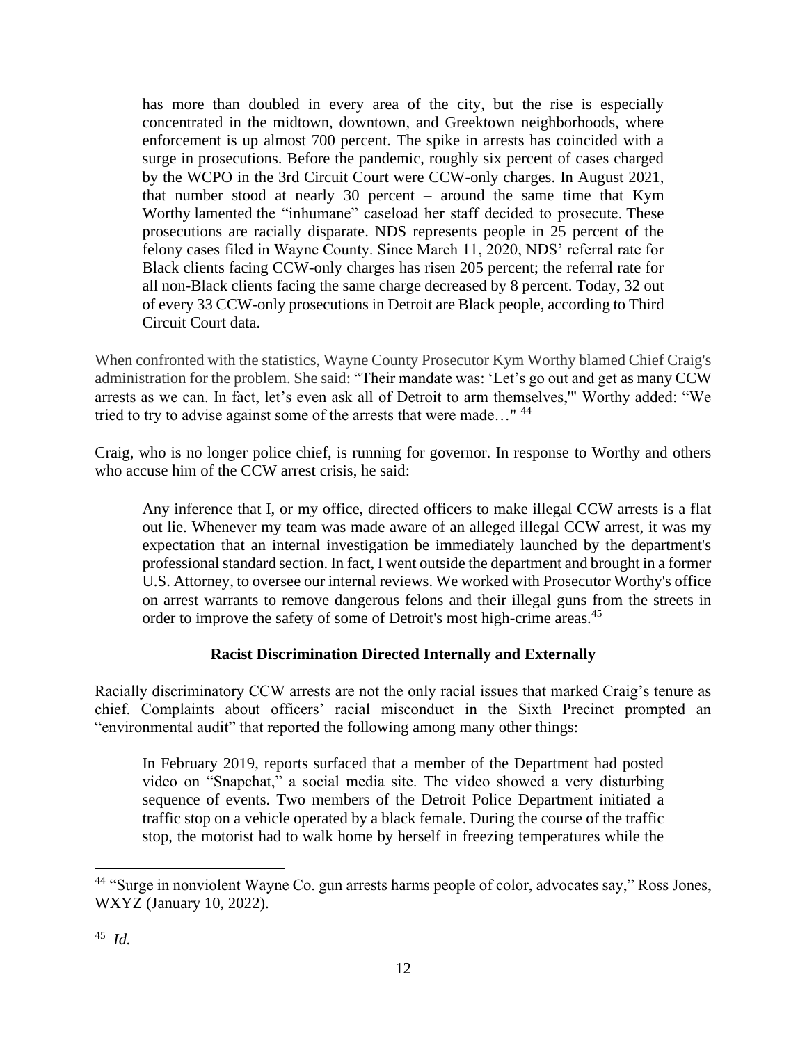> has more than doubled in every area of the city, but the rise is especially concentrated in the midtown, downtown, and Greektown neighborhoods, where enforcement is up almost 700 percent. The spike in arrests has coincided with a surge in prosecutions. Before the pandemic, roughly six percent of cases charged by the WCPO in the 3rd Circuit Court were CCW-only charges. In August 2021, that number stood at nearly 30 percent – around the same time that Kym Worthy lamented the "inhumane" caseload her staff decided to prosecute. These prosecutions are racially disparate. NDS represents people in 25 percent of the felony cases filed in Wayne County. Since March 11, 2020, NDS' referral rate for Black clients facing CCW-only charges has risen 205 percent; the referral rate for all non-Black clients facing the same charge decreased by 8 percent. Today, 32 out of every 33 CCW-only prosecutions in Detroit are Black people, according to Third Circuit Court data.

When confronted with the statistics, Wayne County Prosecutor Kym Worthy blamed Chief Craig's administration for the problem. She said: "Their mandate was: 'Let's go out and get as many CCW arrests as we can. In fact, let's even ask all of Detroit to arm themselves,'" Worthy added: "We tried to try to advise against some of the arrests that were made…" [44]

Craig, who is no longer police chief, is running for governor. In response to Worthy and others who accuse him of the CCW arrest crisis, he said:

> Any inference that I, or my office, directed officers to make illegal CCW arrests is a flat out lie. Whenever my team was made aware of an alleged illegal CCW arrest, it was my expectation that an internal investigation be immediately launched by the department's professional standard section. In fact, I went outside the department and brought in a former U.S. Attorney, to oversee our internal reviews. We worked with Prosecutor Worthy's office on arrest warrants to remove dangerous felons and their illegal guns from the streets in order to improve the safety of some of Detroit's most high-crime areas.[45]

**Racist Discrimination Directed Internally and Externally**

Racially discriminatory CCW arrests are not the only racial issues that marked Craig's tenure as chief. Complaints about officers' racial misconduct in the Sixth Precinct prompted an "environmental audit" that reported the following among many other things:

> In February 2019, reports surfaced that a member of the Department had posted video on "Snapchat," a social media site. The video showed a very disturbing sequence of events. Two members of the Detroit Police Department initiated a traffic stop on a vehicle operated by a black female. During the course of the traffic stop, the motorist had to walk home by herself in freezing temperatures while the

---

[44] "Surge in nonviolent Wayne Co. gun arrests harms people of color, advocates say," Ross Jones, WXYZ (January 10, 2022).

[45] *Id.*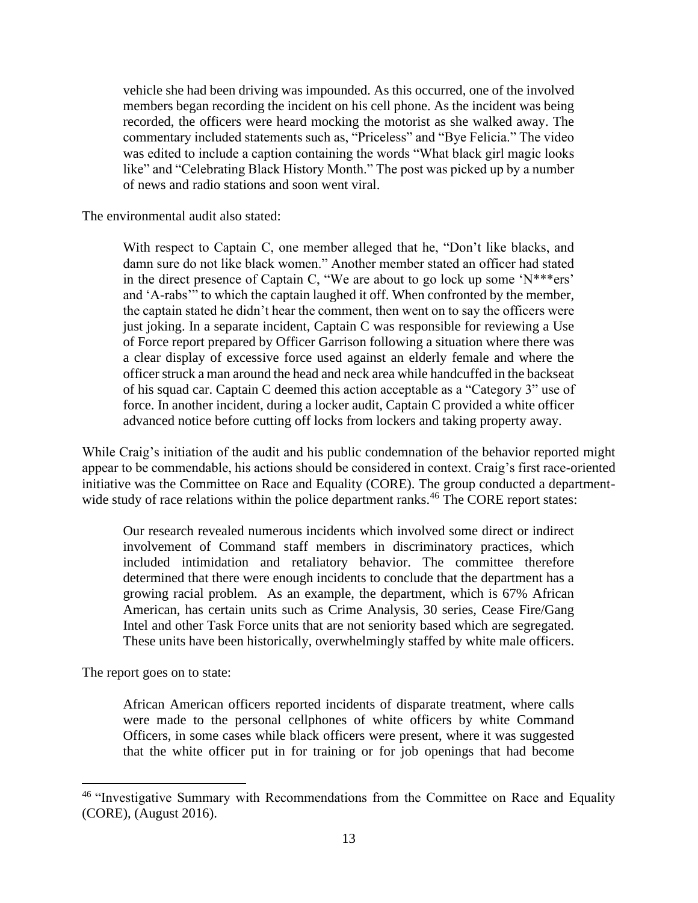> vehicle she had been driving was impounded. As this occurred, one of the involved members began recording the incident on his cell phone. As the incident was being recorded, the officers were heard mocking the motorist as she walked away. The commentary included statements such as, "Priceless" and "Bye Felicia." The video was edited to include a caption containing the words "What black girl magic looks like" and "Celebrating Black History Month." The post was picked up by a number of news and radio stations and soon went viral.

The environmental audit also stated:

> With respect to Captain C, one member alleged that he, "Don't like blacks, and damn sure do not like black women." Another member stated an officer had stated in the direct presence of Captain C, "We are about to go lock up some 'N***ers' and 'A-rabs'" to which the captain laughed it off. When confronted by the member, the captain stated he didn't hear the comment, then went on to say the officers were just joking. In a separate incident, Captain C was responsible for reviewing a Use of Force report prepared by Officer Garrison following a situation where there was a clear display of excessive force used against an elderly female and where the officer struck a man around the head and neck area while handcuffed in the backseat of his squad car. Captain C deemed this action acceptable as a "Category 3" use of force. In another incident, during a locker audit, Captain C provided a white officer advanced notice before cutting off locks from lockers and taking property away.

While Craig's initiation of the audit and his public condemnation of the behavior reported might appear to be commendable, his actions should be considered in context. Craig's first race-oriented initiative was the Committee on Race and Equality (CORE). The group conducted a department-wide study of race relations within the police department ranks.[46] The CORE report states:

> Our research revealed numerous incidents which involved some direct or indirect involvement of Command staff members in discriminatory practices, which included intimidation and retaliatory behavior. The committee therefore determined that there were enough incidents to conclude that the department has a growing racial problem. As an example, the department, which is 67% African American, has certain units such as Crime Analysis, 30 series, Cease Fire/Gang Intel and other Task Force units that are not seniority based which are segregated. These units have been historically, overwhelmingly staffed by white male officers.

The report goes on to state:

> African American officers reported incidents of disparate treatment, where calls were made to the personal cellphones of white officers by white Command Officers, in some cases while black officers were present, where it was suggested that the white officer put in for training or for job openings that had become

[46] "Investigative Summary with Recommendations from the Committee on Race and Equality (CORE), (August 2016).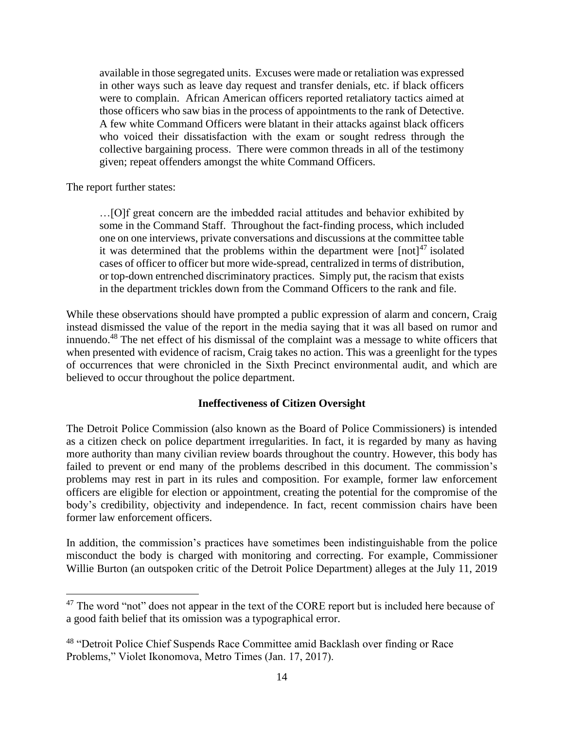> available in those segregated units. Excuses were made or retaliation was expressed in other ways such as leave day request and transfer denials, etc. if black officers were to complain. African American officers reported retaliatory tactics aimed at those officers who saw bias in the process of appointments to the rank of Detective. A few white Command Officers were blatant in their attacks against black officers who voiced their dissatisfaction with the exam or sought redress through the collective bargaining process. There were common threads in all of the testimony given; repeat offenders amongst the white Command Officers.

The report further states:

> …[O]f great concern are the imbedded racial attitudes and behavior exhibited by some in the Command Staff. Throughout the fact-finding process, which included one on one interviews, private conversations and discussions at the committee table it was determined that the problems within the department were [not][47] isolated cases of officer to officer but more wide-spread, centralized in terms of distribution, or top-down entrenched discriminatory practices. Simply put, the racism that exists in the department trickles down from the Command Officers to the rank and file.

While these observations should have prompted a public expression of alarm and concern, Craig instead dismissed the value of the report in the media saying that it was all based on rumor and innuendo.[48] The net effect of his dismissal of the complaint was a message to white officers that when presented with evidence of racism, Craig takes no action. This was a greenlight for the types of occurrences that were chronicled in the Sixth Precinct environmental audit, and which are believed to occur throughout the police department.

**Ineffectiveness of Citizen Oversight**

The Detroit Police Commission (also known as the Board of Police Commissioners) is intended as a citizen check on police department irregularities. In fact, it is regarded by many as having more authority than many civilian review boards throughout the country. However, this body has failed to prevent or end many of the problems described in this document. The commission's problems may rest in part in its rules and composition. For example, former law enforcement officers are eligible for election or appointment, creating the potential for the compromise of the body's credibility, objectivity and independence. In fact, recent commission chairs have been former law enforcement officers.

In addition, the commission's practices have sometimes been indistinguishable from the police misconduct the body is charged with monitoring and correcting. For example, Commissioner Willie Burton (an outspoken critic of the Detroit Police Department) alleges at the July 11, 2019

---

[47] The word "not" does not appear in the text of the CORE report but is included here because of a good faith belief that its omission was a typographical error.

[48] "Detroit Police Chief Suspends Race Committee amid Backlash over finding or Race Problems," Violet Ikonomova, Metro Times (Jan. 17, 2017).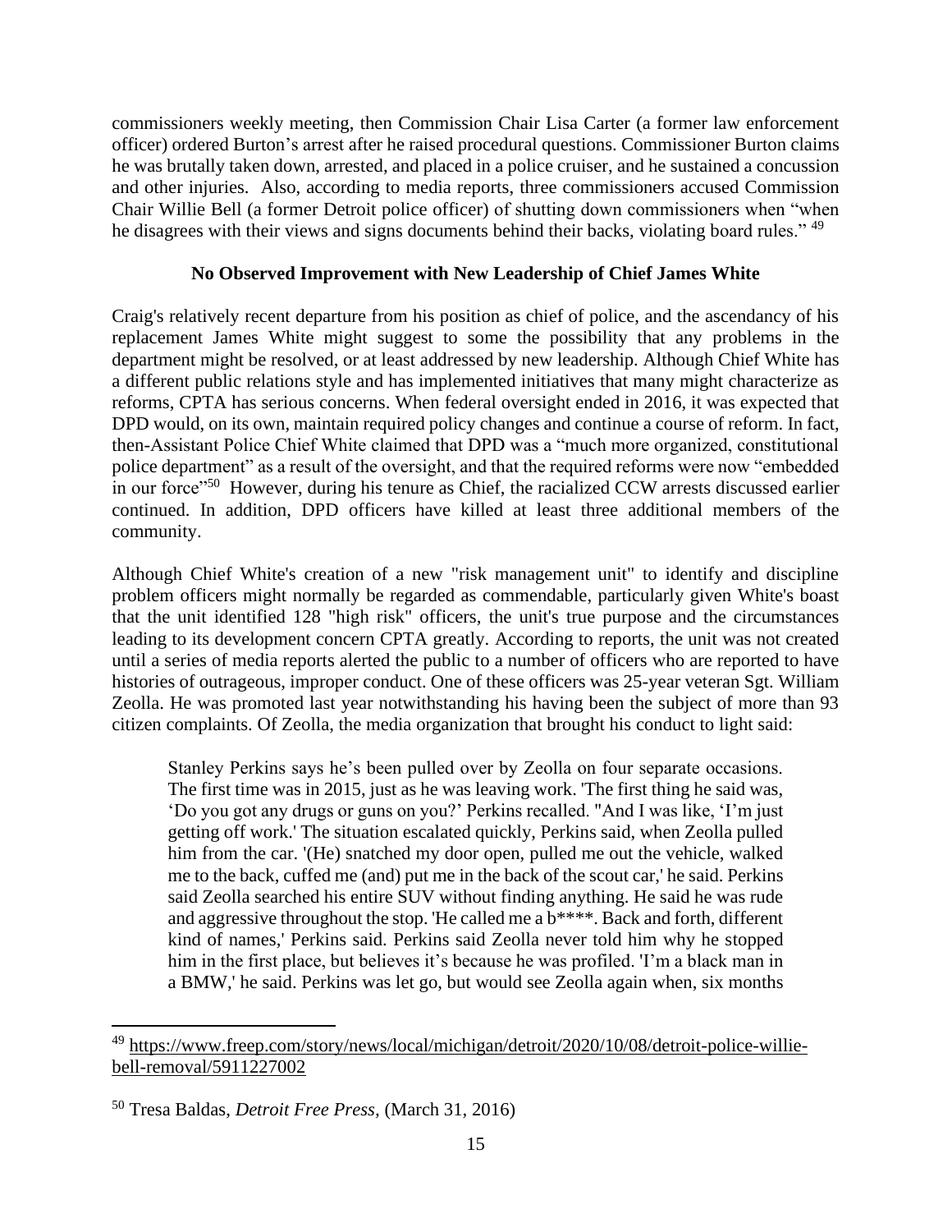commissioners weekly meeting, then Commission Chair Lisa Carter (a former law enforcement officer) ordered Burton's arrest after he raised procedural questions. Commissioner Burton claims he was brutally taken down, arrested, and placed in a police cruiser, and he sustained a concussion and other injuries. Also, according to media reports, three commissioners accused Commission Chair Willie Bell (a former Detroit police officer) of shutting down commissioners when "when he disagrees with their views and signs documents behind their backs, violating board rules." [49]

**No Observed Improvement with New Leadership of Chief James White**

Craig's relatively recent departure from his position as chief of police, and the ascendancy of his replacement James White might suggest to some the possibility that any problems in the department might be resolved, or at least addressed by new leadership. Although Chief White has a different public relations style and has implemented initiatives that many might characterize as reforms, CPTA has serious concerns. When federal oversight ended in 2016, it was expected that DPD would, on its own, maintain required policy changes and continue a course of reform. In fact, then-Assistant Police Chief White claimed that DPD was a "much more organized, constitutional police department" as a result of the oversight, and that the required reforms were now "embedded in our force"[50] However, during his tenure as Chief, the racialized CCW arrests discussed earlier continued. In addition, DPD officers have killed at least three additional members of the community.

Although Chief White's creation of a new "risk management unit" to identify and discipline problem officers might normally be regarded as commendable, particularly given White's boast that the unit identified 128 "high risk" officers, the unit's true purpose and the circumstances leading to its development concern CPTA greatly. According to reports, the unit was not created until a series of media reports alerted the public to a number of officers who are reported to have histories of outrageous, improper conduct. One of these officers was 25-year veteran Sgt. William Zeolla. He was promoted last year notwithstanding his having been the subject of more than 93 citizen complaints. Of Zeolla, the media organization that brought his conduct to light said:

> Stanley Perkins says he's been pulled over by Zeolla on four separate occasions. The first time was in 2015, just as he was leaving work. 'The first thing he said was, 'Do you got any drugs or guns on you?' Perkins recalled. "And I was like, 'I'm just getting off work.' The situation escalated quickly, Perkins said, when Zeolla pulled him from the car. '(He) snatched my door open, pulled me out the vehicle, walked me to the back, cuffed me (and) put me in the back of the scout car,' he said. Perkins said Zeolla searched his entire SUV without finding anything. He said he was rude and aggressive throughout the stop. 'He called me a b****. Back and forth, different kind of names,' Perkins said. Perkins said Zeolla never told him why he stopped him in the first place, but believes it's because he was profiled. 'I'm a black man in a BMW,' he said. Perkins was let go, but would see Zeolla again when, six months

---

[49] https://www.freep.com/story/news/local/michigan/detroit/2020/10/08/detroit-police-willie-bell-removal/5911227002

[50] Tresa Baldas, *Detroit Free Press*, (March 31, 2016)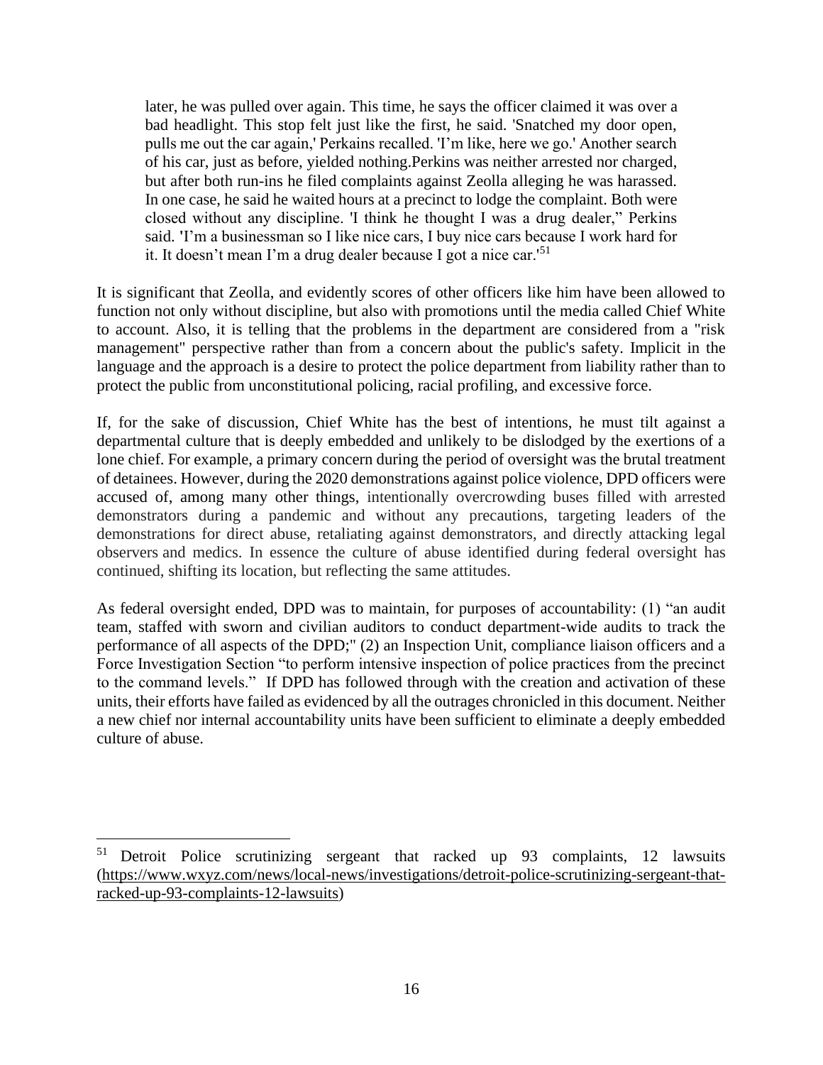> later, he was pulled over again. This time, he says the officer claimed it was over a bad headlight. This stop felt just like the first, he said. 'Snatched my door open, pulls me out the car again,' Perkains recalled. 'I'm like, here we go.' Another search of his car, just as before, yielded nothing.Perkins was neither arrested nor charged, but after both run-ins he filed complaints against Zeolla alleging he was harassed. In one case, he said he waited hours at a precinct to lodge the complaint. Both were closed without any discipline. 'I think he thought I was a drug dealer," Perkins said. 'I'm a businessman so I like nice cars, I buy nice cars because I work hard for it. It doesn't mean I'm a drug dealer because I got a nice car.'[51]

It is significant that Zeolla, and evidently scores of other officers like him have been allowed to function not only without discipline, but also with promotions until the media called Chief White to account. Also, it is telling that the problems in the department are considered from a "risk management" perspective rather than from a concern about the public's safety. Implicit in the language and the approach is a desire to protect the police department from liability rather than to protect the public from unconstitutional policing, racial profiling, and excessive force.

If, for the sake of discussion, Chief White has the best of intentions, he must tilt against a departmental culture that is deeply embedded and unlikely to be dislodged by the exertions of a lone chief. For example, a primary concern during the period of oversight was the brutal treatment of detainees. However, during the 2020 demonstrations against police violence, DPD officers were accused of, among many other things, intentionally overcrowding buses filled with arrested demonstrators during a pandemic and without any precautions, targeting leaders of the demonstrations for direct abuse, retaliating against demonstrators, and directly attacking legal observers and medics. In essence the culture of abuse identified during federal oversight has continued, shifting its location, but reflecting the same attitudes.

As federal oversight ended, DPD was to maintain, for purposes of accountability: (1) "an audit team, staffed with sworn and civilian auditors to conduct department-wide audits to track the performance of all aspects of the DPD;" (2) an Inspection Unit, compliance liaison officers and a Force Investigation Section "to perform intensive inspection of police practices from the precinct to the command levels." If DPD has followed through with the creation and activation of these units, their efforts have failed as evidenced by all the outrages chronicled in this document. Neither a new chief nor internal accountability units have been sufficient to eliminate a deeply embedded culture of abuse.

---

[51] Detroit Police scrutinizing sergeant that racked up 93 complaints, 12 lawsuits (https://www.wxyz.com/news/local-news/investigations/detroit-police-scrutinizing-sergeant-that-racked-up-93-complaints-12-lawsuits)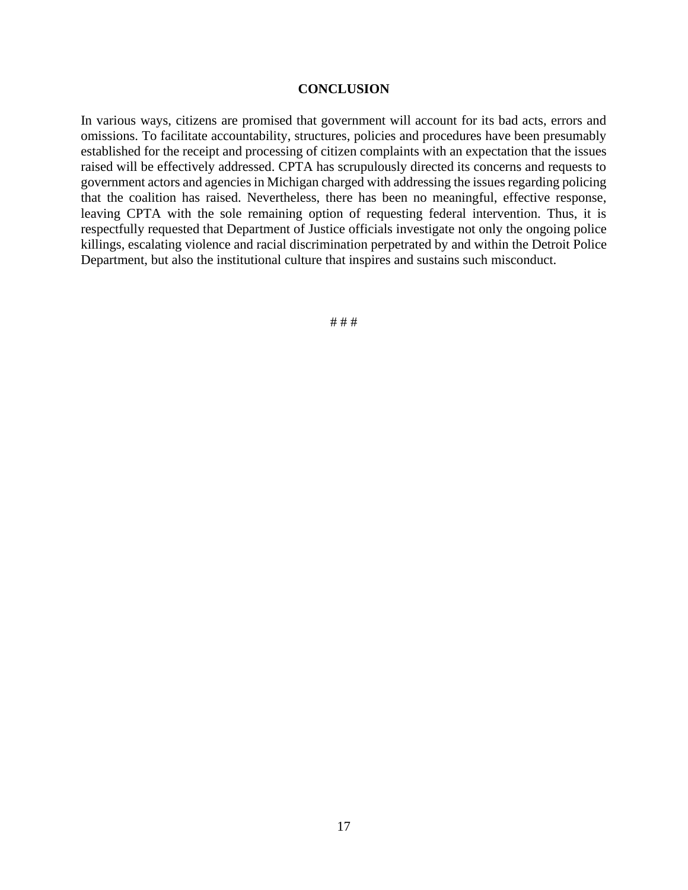## CONCLUSION

In various ways, citizens are promised that government will account for its bad acts, errors and omissions. To facilitate accountability, structures, policies and procedures have been presumably established for the receipt and processing of citizen complaints with an expectation that the issues raised will be effectively addressed. CPTA has scrupulously directed its concerns and requests to government actors and agencies in Michigan charged with addressing the issues regarding policing that the coalition has raised. Nevertheless, there has been no meaningful, effective response, leaving CPTA with the sole remaining option of requesting federal intervention. Thus, it is respectfully requested that Department of Justice officials investigate not only the ongoing police killings, escalating violence and racial discrimination perpetrated by and within the Detroit Police Department, but also the institutional culture that inspires and sustains such misconduct.

# # #